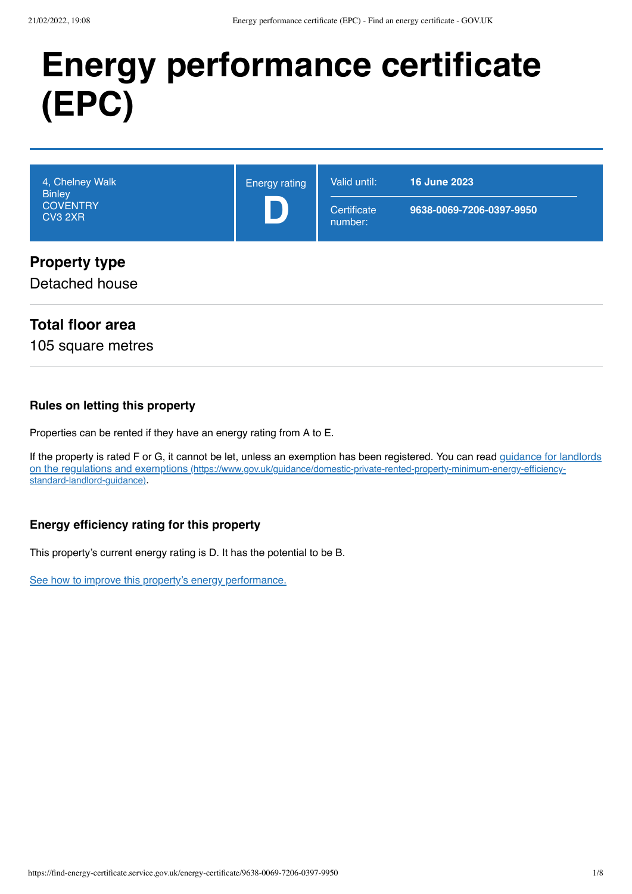# Energy performance certificate (EPC)

| 4, Chelney Walk<br>Binley<br>COVENTRY<br>CV3 2XR | Energy rating<br>**D** | Valid until: **16 June 2023**<br>Certificate number: **9638-0069-7206-0397-9950** |
|---|---|---|

## Property type

Detached house

## Total floor area

105 square metres

### Rules on letting this property

Properties can be rented if they have an energy rating from A to E.

If the property is rated F or G, it cannot be let, unless an exemption has been registered. You can read [guidance for landlords on the regulations and exemptions](https://www.gov.uk/guidance/domestic-private-rented-property-minimum-energy-efficiency-standard-landlord-guidance) (https://www.gov.uk/guidance/domestic-private-rented-property-minimum-energy-efficiency-standard-landlord-guidance).

### Energy efficiency rating for this property

This property's current energy rating is D. It has the potential to be B.

See how to improve this property's energy performance.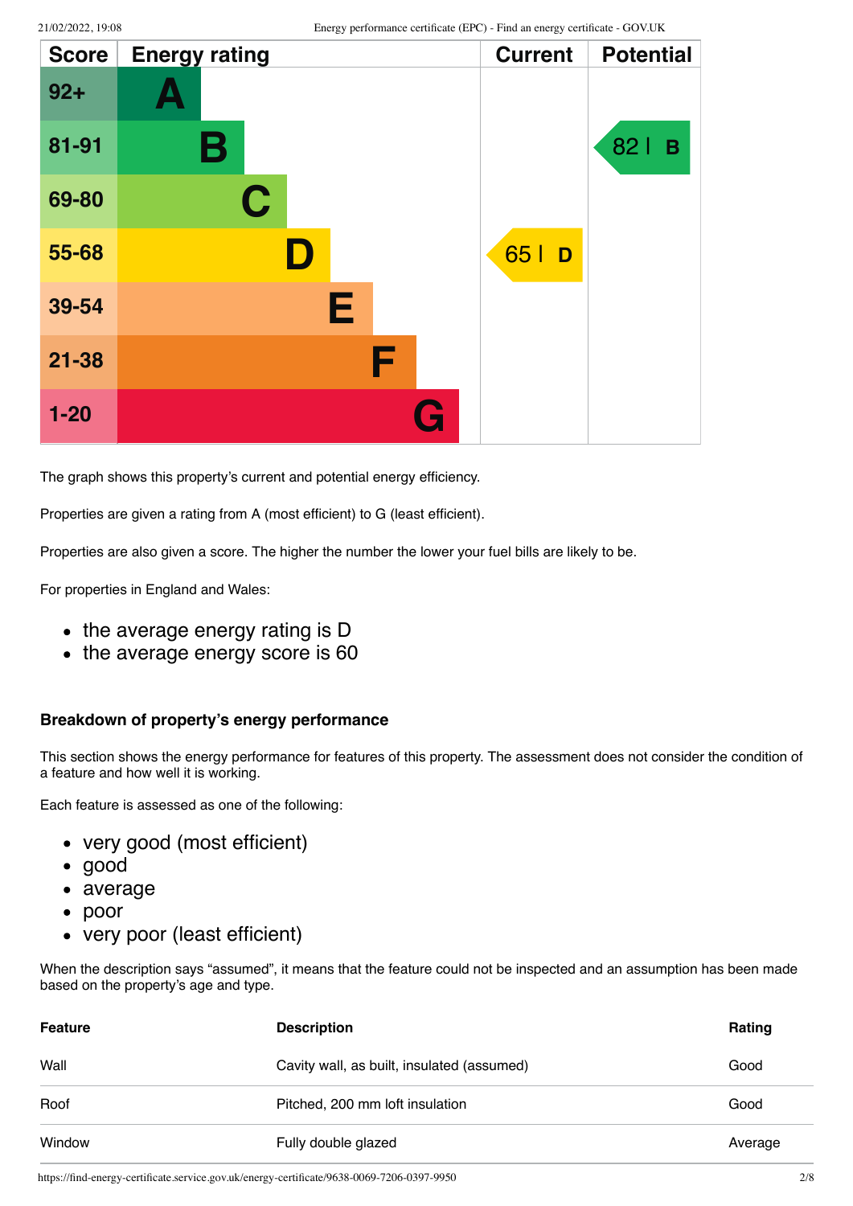| Score | Energy rating | Current | Potential |
|---|---|---|---|
| 92+ | A | | |
| 81-91 | B | | 82 B |
| 69-80 | C | | |
| 55-68 | D | 65 D | |
| 39-54 | E | | |
| 21-38 | F | | |
| 1-20 | G | | |

The graph shows this property's current and potential energy efficiency.

Properties are given a rating from A (most efficient) to G (least efficient).

Properties are also given a score. The higher the number the lower your fuel bills are likely to be.

For properties in England and Wales:

- the average energy rating is D
- the average energy score is 60

### Breakdown of property's energy performance

This section shows the energy performance for features of this property. The assessment does not consider the condition of a feature and how well it is working.

Each feature is assessed as one of the following:

- very good (most efficient)
- good
- average
- poor
- very poor (least efficient)

When the description says "assumed", it means that the feature could not be inspected and an assumption has been made based on the property's age and type.

| Feature | Description | Rating |
|---|---|---|
| Wall | Cavity wall, as built, insulated (assumed) | Good |
| Roof | Pitched, 200 mm loft insulation | Good |
| Window | Fully double glazed | Average |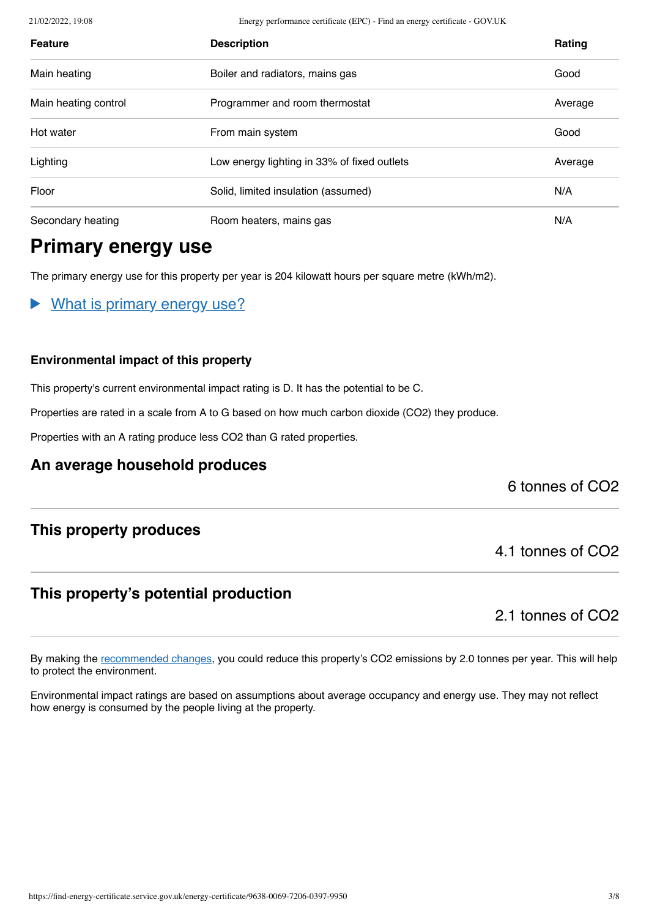| Feature | Description | Rating |
| --- | --- | --- |
| Main heating | Boiler and radiators, mains gas | Good |
| Main heating control | Programmer and room thermostat | Average |
| Hot water | From main system | Good |
| Lighting | Low energy lighting in 33% of fixed outlets | Average |
| Floor | Solid, limited insulation (assumed) | N/A |
| Secondary heating | Room heaters, mains gas | N/A |

## Primary energy use

The primary energy use for this property per year is 204 kilowatt hours per square metre (kWh/m2).

▶ What is primary energy use?

### Environmental impact of this property

This property's current environmental impact rating is D. It has the potential to be C.

Properties are rated in a scale from A to G based on how much carbon dioxide ($CO_2$) they produce.

Properties with an A rating produce less $CO_2$ than G rated properties.

### An average household produces

6 tonnes of $CO_2$

### This property produces

4.1 tonnes of $CO_2$

### This property's potential production

2.1 tonnes of $CO_2$

By making the recommended changes, you could reduce this property's $CO_2$ emissions by 2.0 tonnes per year. This will help to protect the environment.

Environmental impact ratings are based on assumptions about average occupancy and energy use. They may not reflect how energy is consumed by the people living at the property.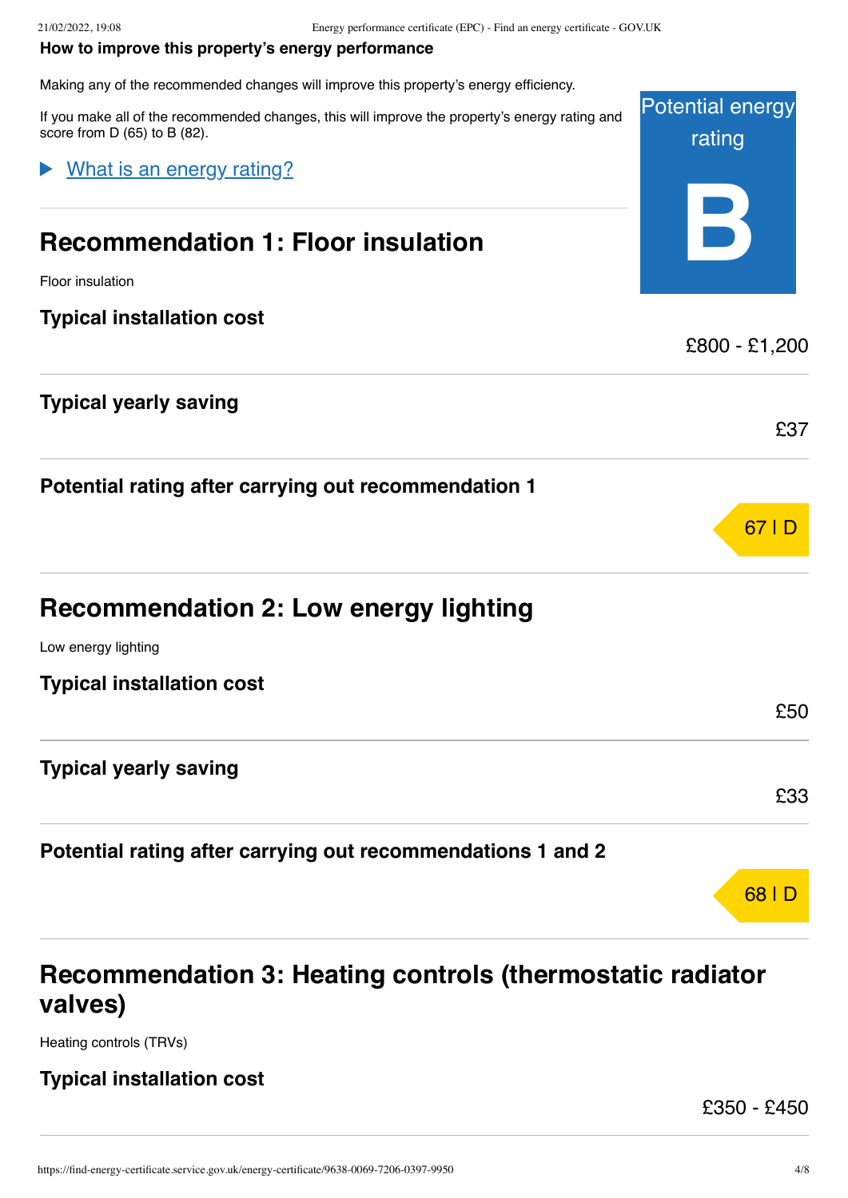**How to improve this property's energy performance**

Making any of the recommended changes will improve this property's energy efficiency.

If you make all of the recommended changes, this will improve the property's energy rating and score from D (65) to B (82).

Potential energy rating

**B**

What is an energy rating?

## Recommendation 1: Floor insulation

Floor insulation

**Typical installation cost**

£800 - £1,200

**Typical yearly saving**

£37

**Potential rating after carrying out recommendation 1**

67 | D

## Recommendation 2: Low energy lighting

Low energy lighting

**Typical installation cost**

£50

**Typical yearly saving**

£33

**Potential rating after carrying out recommendations 1 and 2**

68 | D

## Recommendation 3: Heating controls (thermostatic radiator valves)

Heating controls (TRVs)

**Typical installation cost**

£350 - £450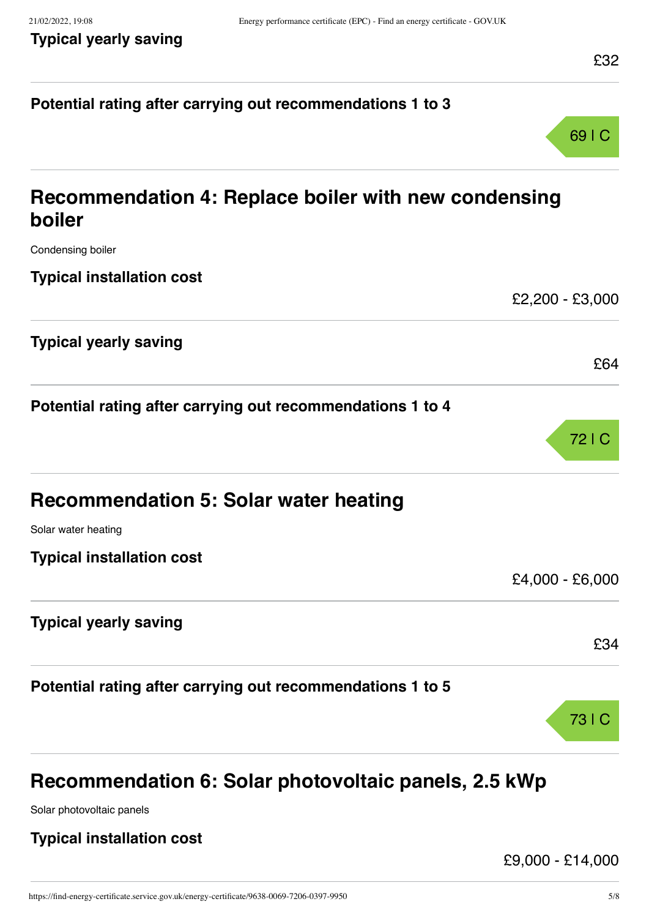**Typical yearly saving**

£32

**Potential rating after carrying out recommendations 1 to 3**

69 | C

## Recommendation 4: Replace boiler with new condensing boiler

Condensing boiler

**Typical installation cost**

£2,200 - £3,000

**Typical yearly saving**

£64

**Potential rating after carrying out recommendations 1 to 4**

72 | C

## Recommendation 5: Solar water heating

Solar water heating

**Typical installation cost**

£4,000 - £6,000

**Typical yearly saving**

£34

**Potential rating after carrying out recommendations 1 to 5**

73 | C

## Recommendation 6: Solar photovoltaic panels, 2.5 kWp

Solar photovoltaic panels

**Typical installation cost**

£9,000 - £14,000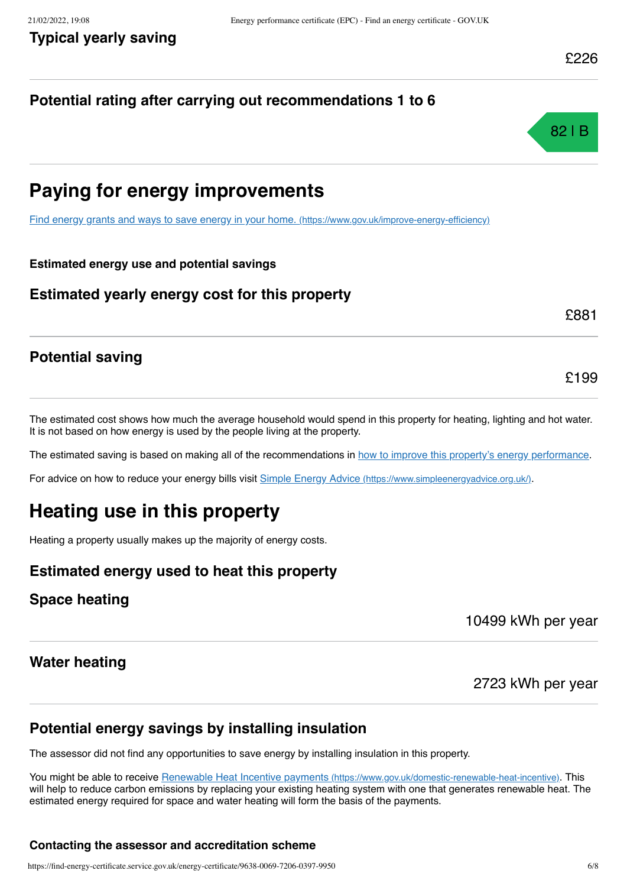### Typical yearly saving

£226

### Potential rating after carrying out recommendations 1 to 6

82 | B

## Paying for energy improvements

[Find energy grants and ways to save energy in your home. (https://www.gov.uk/improve-energy-efficiency)](https://www.gov.uk/improve-energy-efficiency)

**Estimated energy use and potential savings**

### Estimated yearly energy cost for this property

£881

### Potential saving

£199

The estimated cost shows how much the average household would spend in this property for heating, lighting and hot water. It is not based on how energy is used by the people living at the property.

The estimated saving is based on making all of the recommendations in how to improve this property's energy performance.

For advice on how to reduce your energy bills visit [Simple Energy Advice (https://www.simpleenergyadvice.org.uk/)](https://www.simpleenergyadvice.org.uk/).

## Heating use in this property

Heating a property usually makes up the majority of energy costs.

### Estimated energy used to heat this property

### Space heating

10499 kWh per year

### Water heating

2723 kWh per year

### Potential energy savings by installing insulation

The assessor did not find any opportunities to save energy by installing insulation in this property.

You might be able to receive [Renewable Heat Incentive payments (https://www.gov.uk/domestic-renewable-heat-incentive)](https://www.gov.uk/domestic-renewable-heat-incentive). This will help to reduce carbon emissions by replacing your existing heating system with one that generates renewable heat. The estimated energy required for space and water heating will form the basis of the payments.

**Contacting the assessor and accreditation scheme**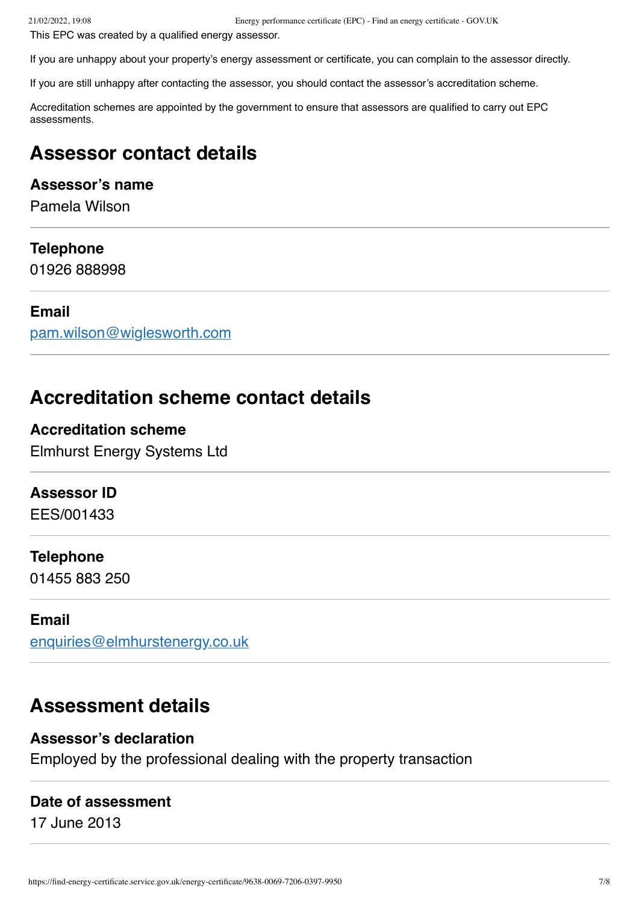This EPC was created by a qualified energy assessor.

If you are unhappy about your property's energy assessment or certificate, you can complain to the assessor directly.

If you are still unhappy after contacting the assessor, you should contact the assessor's accreditation scheme.

Accreditation schemes are appointed by the government to ensure that assessors are qualified to carry out EPC assessments.

## Assessor contact details

**Assessor's name**
Pamela Wilson

**Telephone**
01926 888998

**Email**
pam.wilson@wiglesworth.com

## Accreditation scheme contact details

**Accreditation scheme**
Elmhurst Energy Systems Ltd

**Assessor ID**
EES/001433

**Telephone**
01455 883 250

**Email**
enquiries@elmhurstenergy.co.uk

## Assessment details

**Assessor's declaration**
Employed by the professional dealing with the property transaction

**Date of assessment**
17 June 2013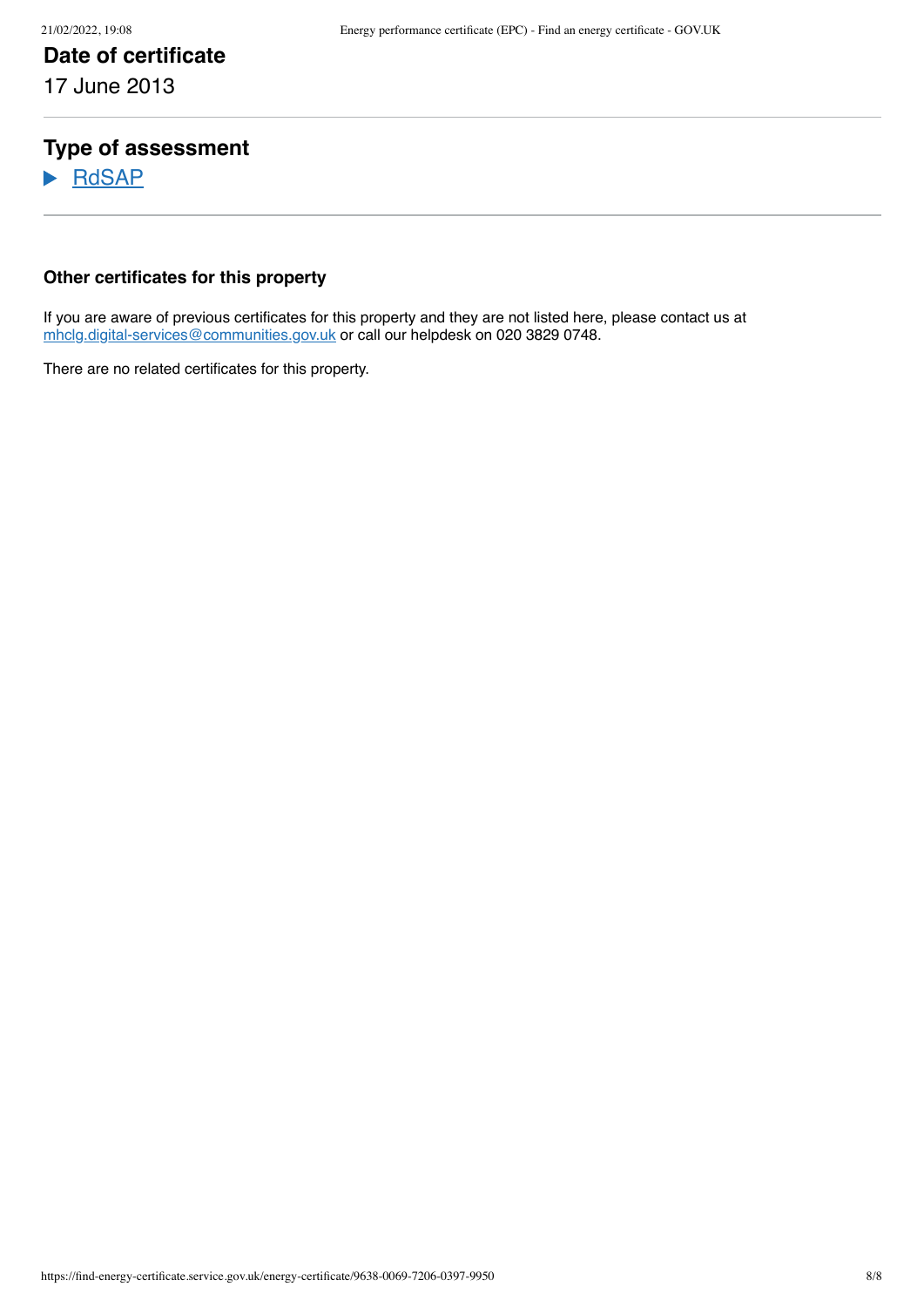## Date of certificate

17 June 2013

## Type of assessment

▶ RdSAP

### Other certificates for this property

If you are aware of previous certificates for this property and they are not listed here, please contact us at mhclg.digital-services@communities.gov.uk or call our helpdesk on 020 3829 0748.

There are no related certificates for this property.